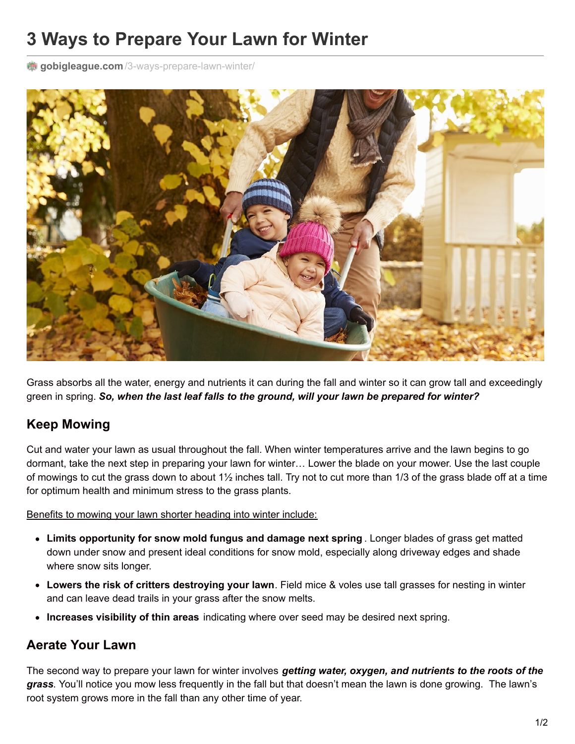# 3 Ways to Prepare Your Lawn for Winter

gobigleague.com/3-ways-prepare-lawn-winter/

Grass absorbs all the water, energy and nutrients it can during the fall and winter so it can grow tall and exceedingly green in spring. ***So, when the last leaf falls to the ground, will your lawn be prepared for winter?***

## Keep Mowing

Cut and water your lawn as usual throughout the fall. When winter temperatures arrive and the lawn begins to go dormant, take the next step in preparing your lawn for winter… Lower the blade on your mower. Use the last couple of mowings to cut the grass down to about 1½ inches tall. Try not to cut more than 1/3 of the grass blade off at a time for optimum health and minimum stress to the grass plants.

Benefits to mowing your lawn shorter heading into winter include:

- **Limits opportunity for snow mold fungus and damage next spring**. Longer blades of grass get matted down under snow and present ideal conditions for snow mold, especially along driveway edges and shade where snow sits longer.
- **Lowers the risk of critters destroying your lawn**. Field mice & voles use tall grasses for nesting in winter and can leave dead trails in your grass after the snow melts.
- **Increases visibility of thin areas** indicating where over seed may be desired next spring.

## Aerate Your Lawn

The second way to prepare your lawn for winter involves ***getting water, oxygen, and nutrients to the roots of the grass***. You'll notice you mow less frequently in the fall but that doesn't mean the lawn is done growing. The lawn's root system grows more in the fall than any other time of year.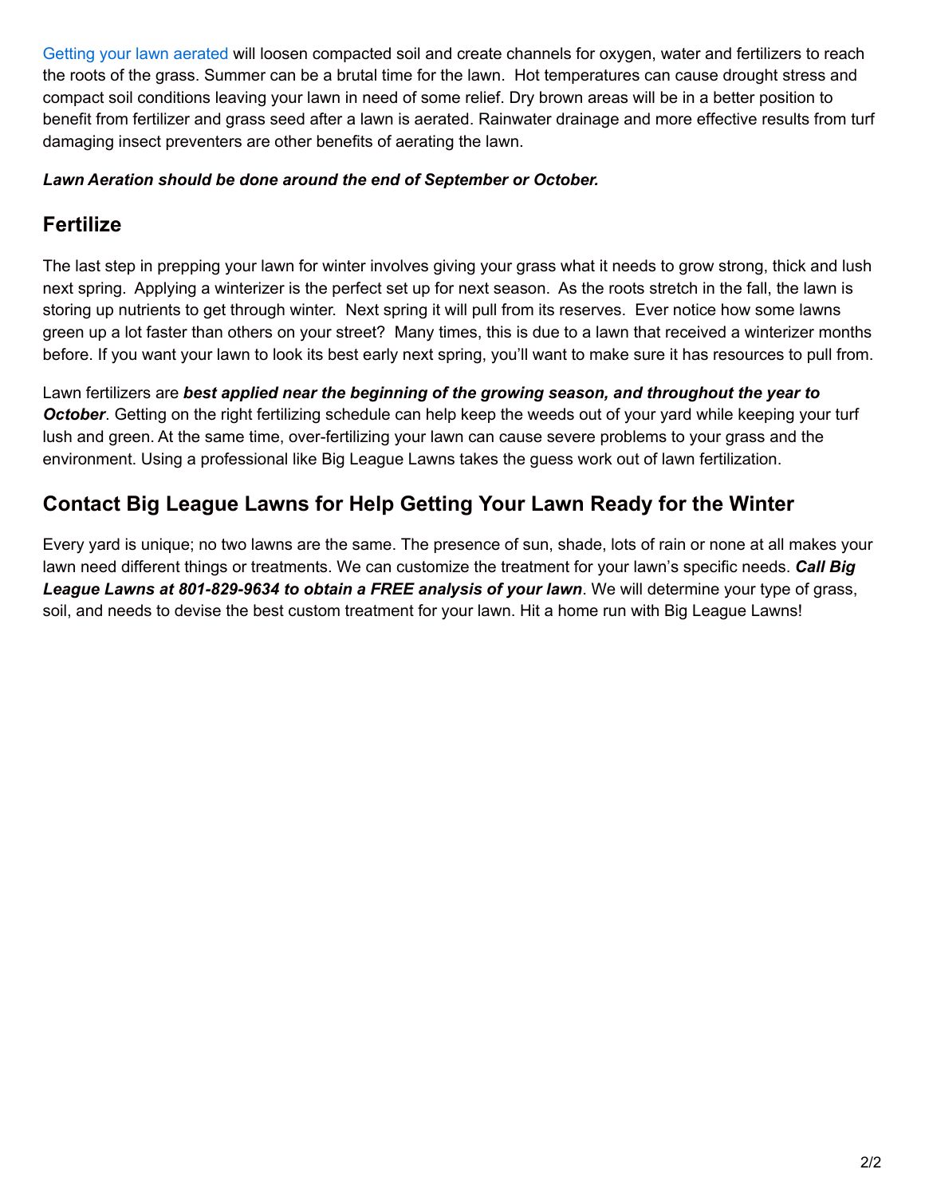Getting your lawn aerated will loosen compacted soil and create channels for oxygen, water and fertilizers to reach the roots of the grass. Summer can be a brutal time for the lawn.  Hot temperatures can cause drought stress and compact soil conditions leaving your lawn in need of some relief. Dry brown areas will be in a better position to benefit from fertilizer and grass seed after a lawn is aerated. Rainwater drainage and more effective results from turf damaging insect preventers are other benefits of aerating the lawn.

***Lawn Aeration should be done around the end of September or October.***

## Fertilize

The last step in prepping your lawn for winter involves giving your grass what it needs to grow strong, thick and lush next spring.  Applying a winterizer is the perfect set up for next season.  As the roots stretch in the fall, the lawn is storing up nutrients to get through winter.  Next spring it will pull from its reserves.  Ever notice how some lawns green up a lot faster than others on your street?  Many times, this is due to a lawn that received a winterizer months before. If you want your lawn to look its best early next spring, you'll want to make sure it has resources to pull from.

Lawn fertilizers are ***best applied near the beginning of the growing season, and throughout the year to October***. Getting on the right fertilizing schedule can help keep the weeds out of your yard while keeping your turf lush and green. At the same time, over-fertilizing your lawn can cause severe problems to your grass and the environment. Using a professional like Big League Lawns takes the guess work out of lawn fertilization.

## Contact Big League Lawns for Help Getting Your Lawn Ready for the Winter

Every yard is unique; no two lawns are the same. The presence of sun, shade, lots of rain or none at all makes your lawn need different things or treatments. We can customize the treatment for your lawn's specific needs. ***Call Big League Lawns at 801-829-9634 to obtain a FREE analysis of your lawn***. We will determine your type of grass, soil, and needs to devise the best custom treatment for your lawn. Hit a home run with Big League Lawns!